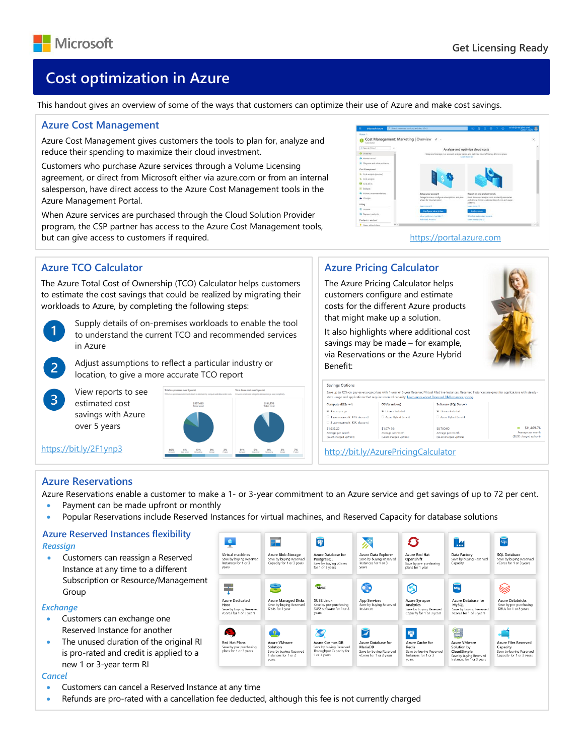# Cost optimization in Azure

This handout gives an overview of some of the ways that customers can optimize their use of Azure and make cost savings.

## Azure Cost Management

Azure Cost Management gives customers the tools to plan for, analyze and reduce their spending to maximize their cloud investment.

Customers who purchase Azure services through a Volume Licensing agreement, or direct from Microsoft either via azure.com or from an internal salesperson, have direct access to the Azure Cost Management tools in the Azure Management Portal.

When Azure services are purchased through the Cloud Solution Provider program, the CSP partner has access to the Azure Cost Management tools, but can give access to customers if required.

https://portal.azure.com

## Azure TCO Calculator

The Azure Total Cost of Ownership (TCO) Calculator helps customers to estimate the cost savings that could be realized by migrating their workloads to Azure, by completing the following steps:

1. Supply details of on-premises workloads to enable the tool to understand the current TCO and recommended services in Azure
2. Adjust assumptions to reflect a particular industry or location, to give a more accurate TCO report
3. View reports to see estimated cost savings with Azure over 5 years

https://bit.ly/2F1ynp3

## Azure Pricing Calculator

The Azure Pricing Calculator helps customers configure and estimate costs for the different Azure products that might make up a solution.

It also highlights where additional cost savings may be made – for example, via Reservations or the Azure Hybrid Benefit:

http://bit.ly/AzurePricingCalculator

## Azure Reservations

Azure Reservations enable a customer to make a 1- or 3-year commitment to an Azure service and get savings of up to 72 per cent.

- Payment can be made upfront or monthly
- Popular Reservations include Reserved Instances for virtual machines, and Reserved Capacity for database solutions

### Azure Reserved Instances flexibility

*Reassign*

- Customers can reassign a Reserved Instance at any time to a different Subscription or Resource/Management Group

*Exchange*

- Customers can exchange one Reserved Instance for another
- The unused duration of the original RI is pro-rated and credit is applied to a new 1 or 3-year term RI

*Cancel*

- Customers can cancel a Reserved Instance at any time
- Refunds are pro-rated with a cancellation fee deducted, although this fee is not currently charged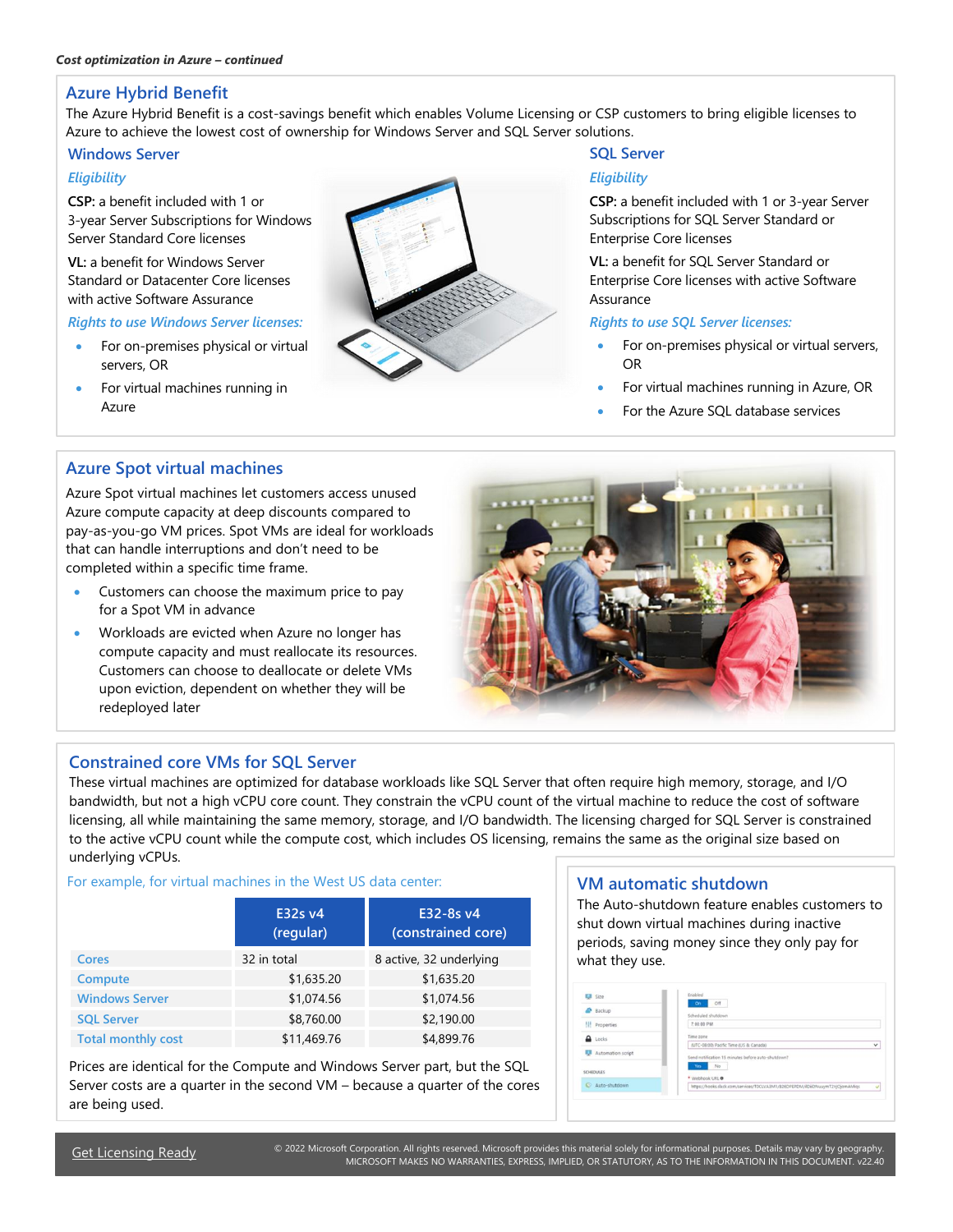*Cost optimization in Azure – continued*

## Azure Hybrid Benefit

The Azure Hybrid Benefit is a cost-savings benefit which enables Volume Licensing or CSP customers to bring eligible licenses to Azure to achieve the lowest cost of ownership for Windows Server and SQL Server solutions.

### Windows Server

*Eligibility*

**CSP:** a benefit included with 1 or 3-year Server Subscriptions for Windows Server Standard Core licenses

**VL:** a benefit for Windows Server Standard or Datacenter Core licenses with active Software Assurance

*Rights to use Windows Server licenses:*

- For on-premises physical or virtual servers, OR
- For virtual machines running in Azure

### SQL Server

*Eligibility*

**CSP:** a benefit included with 1 or 3-year Server Subscriptions for SQL Server Standard or Enterprise Core licenses

**VL:** a benefit for SQL Server Standard or Enterprise Core licenses with active Software Assurance

*Rights to use SQL Server licenses:*

- For on-premises physical or virtual servers, OR
- For virtual machines running in Azure, OR
- For the Azure SQL database services

## Azure Spot virtual machines

Azure Spot virtual machines let customers access unused Azure compute capacity at deep discounts compared to pay-as-you-go VM prices. Spot VMs are ideal for workloads that can handle interruptions and don't need to be completed within a specific time frame.

- Customers can choose the maximum price to pay for a Spot VM in advance
- Workloads are evicted when Azure no longer has compute capacity and must reallocate its resources. Customers can choose to deallocate or delete VMs upon eviction, dependent on whether they will be redeployed later

## Constrained core VMs for SQL Server

These virtual machines are optimized for database workloads like SQL Server that often require high memory, storage, and I/O bandwidth, but not a high vCPU core count. They constrain the vCPU count of the virtual machine to reduce the cost of software licensing, all while maintaining the same memory, storage, and I/O bandwidth. The licensing charged for SQL Server is constrained to the active vCPU count while the compute cost, which includes OS licensing, remains the same as the original size based on underlying vCPUs.

For example, for virtual machines in the West US data center:

| | E32s v4 (regular) | E32-8s v4 (constrained core) |
|---|---|---|
| Cores | 32 in total | 8 active, 32 underlying |
| Compute | $1,635.20 | $1,635.20 |
| Windows Server | $1,074.56 | $1,074.56 |
| SQL Server | $8,760.00 | $2,190.00 |
| Total monthly cost | $11,469.76 | $4,899.76 |

Prices are identical for the Compute and Windows Server part, but the SQL Server costs are a quarter in the second VM – because a quarter of the cores are being used.

## VM automatic shutdown

The Auto-shutdown feature enables customers to shut down virtual machines during inactive periods, saving money since they only pay for what they use.

Get Licensing Ready

© 2022 Microsoft Corporation. All rights reserved. Microsoft provides this material solely for informational purposes. Details may vary by geography. MICROSOFT MAKES NO WARRANTIES, EXPRESS, IMPLIED, OR STATUTORY, AS TO THE INFORMATION IN THIS DOCUMENT. v22.40